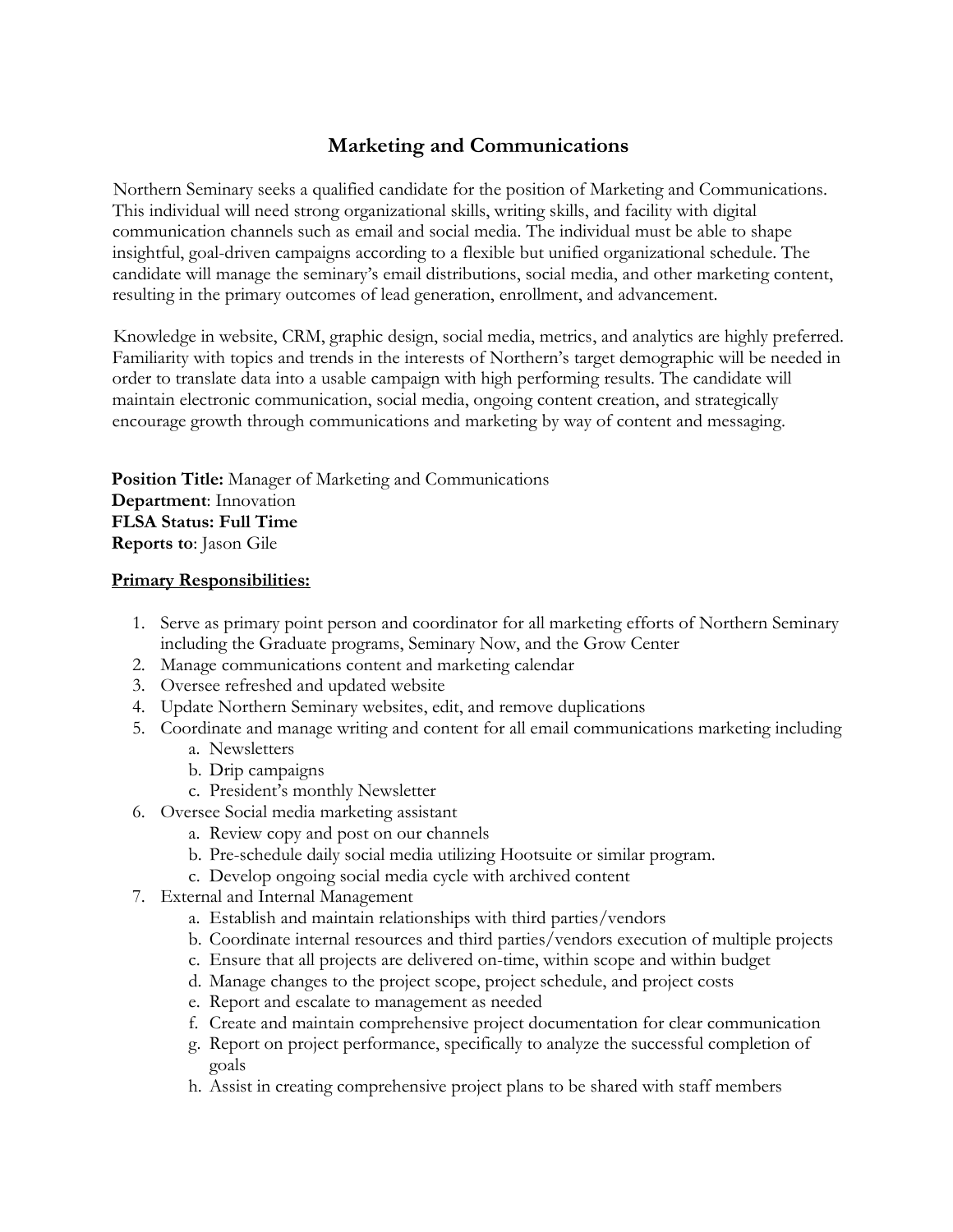# Marketing and Communications

Northern Seminary seeks a qualified candidate for the position of Marketing and Communications. This individual will need strong organizational skills, writing skills, and facility with digital communication channels such as email and social media. The individual must be able to shape insightful, goal-driven campaigns according to a flexible but unified organizational schedule. The candidate will manage the seminary's email distributions, social media, and other marketing content, resulting in the primary outcomes of lead generation, enrollment, and advancement.

Knowledge in website, CRM, graphic design, social media, metrics, and analytics are highly preferred. Familiarity with topics and trends in the interests of Northern's target demographic will be needed in order to translate data into a usable campaign with high performing results. The candidate will maintain electronic communication, social media, ongoing content creation, and strategically encourage growth through communications and marketing by way of content and messaging.

**Position Title:** Manager of Marketing and Communications
**Department**: Innovation
**FLSA Status: Full Time**
**Reports to**: Jason Gile

**Primary Responsibilities:**

1. Serve as primary point person and coordinator for all marketing efforts of Northern Seminary including the Graduate programs, Seminary Now, and the Grow Center
2. Manage communications content and marketing calendar
3. Oversee refreshed and updated website
4. Update Northern Seminary websites, edit, and remove duplications
5. Coordinate and manage writing and content for all email communications marketing including
   a. Newsletters
   b. Drip campaigns
   c. President's monthly Newsletter
6. Oversee Social media marketing assistant
   a. Review copy and post on our channels
   b. Pre-schedule daily social media utilizing Hootsuite or similar program.
   c. Develop ongoing social media cycle with archived content
7. External and Internal Management
   a. Establish and maintain relationships with third parties/vendors
   b. Coordinate internal resources and third parties/vendors execution of multiple projects
   c. Ensure that all projects are delivered on-time, within scope and within budget
   d. Manage changes to the project scope, project schedule, and project costs
   e. Report and escalate to management as needed
   f. Create and maintain comprehensive project documentation for clear communication
   g. Report on project performance, specifically to analyze the successful completion of goals
   h. Assist in creating comprehensive project plans to be shared with staff members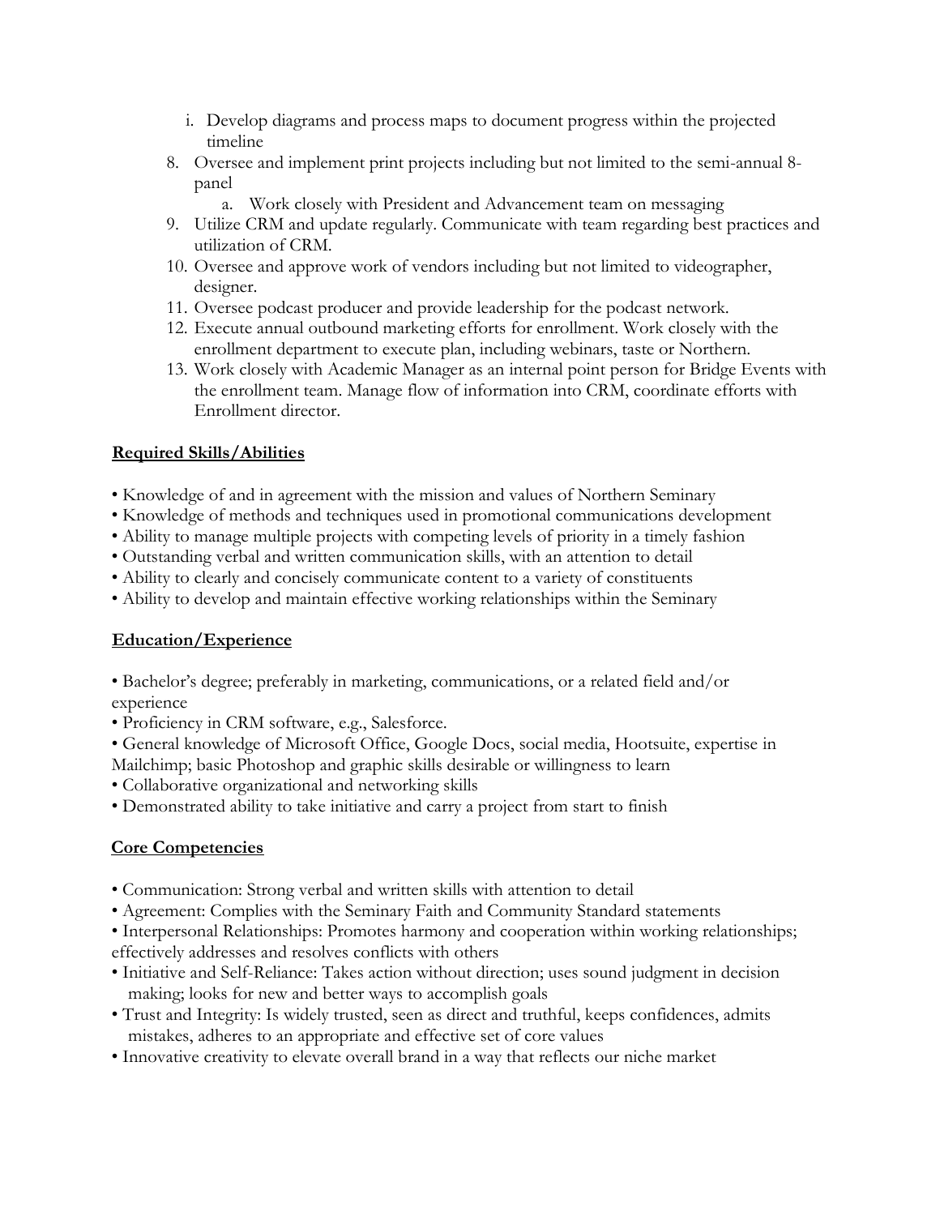i. Develop diagrams and process maps to document progress within the projected timeline

8. Oversee and implement print projects including but not limited to the semi-annual 8-panel
   a. Work closely with President and Advancement team on messaging
9. Utilize CRM and update regularly. Communicate with team regarding best practices and utilization of CRM.
10. Oversee and approve work of vendors including but not limited to videographer, designer.
11. Oversee podcast producer and provide leadership for the podcast network.
12. Execute annual outbound marketing efforts for enrollment. Work closely with the enrollment department to execute plan, including webinars, taste or Northern.
13. Work closely with Academic Manager as an internal point person for Bridge Events with the enrollment team. Manage flow of information into CRM, coordinate efforts with Enrollment director.

**Required Skills/Abilities**

• Knowledge of and in agreement with the mission and values of Northern Seminary
• Knowledge of methods and techniques used in promotional communications development
• Ability to manage multiple projects with competing levels of priority in a timely fashion
• Outstanding verbal and written communication skills, with an attention to detail
• Ability to clearly and concisely communicate content to a variety of constituents
• Ability to develop and maintain effective working relationships within the Seminary

**Education/Experience**

• Bachelor's degree; preferably in marketing, communications, or a related field and/or experience
• Proficiency in CRM software, e.g., Salesforce.
• General knowledge of Microsoft Office, Google Docs, social media, Hootsuite, expertise in Mailchimp; basic Photoshop and graphic skills desirable or willingness to learn
• Collaborative organizational and networking skills
• Demonstrated ability to take initiative and carry a project from start to finish

**Core Competencies**

• Communication: Strong verbal and written skills with attention to detail
• Agreement: Complies with the Seminary Faith and Community Standard statements
• Interpersonal Relationships: Promotes harmony and cooperation within working relationships; effectively addresses and resolves conflicts with others
• Initiative and Self-Reliance: Takes action without direction; uses sound judgment in decision making; looks for new and better ways to accomplish goals
• Trust and Integrity: Is widely trusted, seen as direct and truthful, keeps confidences, admits mistakes, adheres to an appropriate and effective set of core values
• Innovative creativity to elevate overall brand in a way that reflects our niche market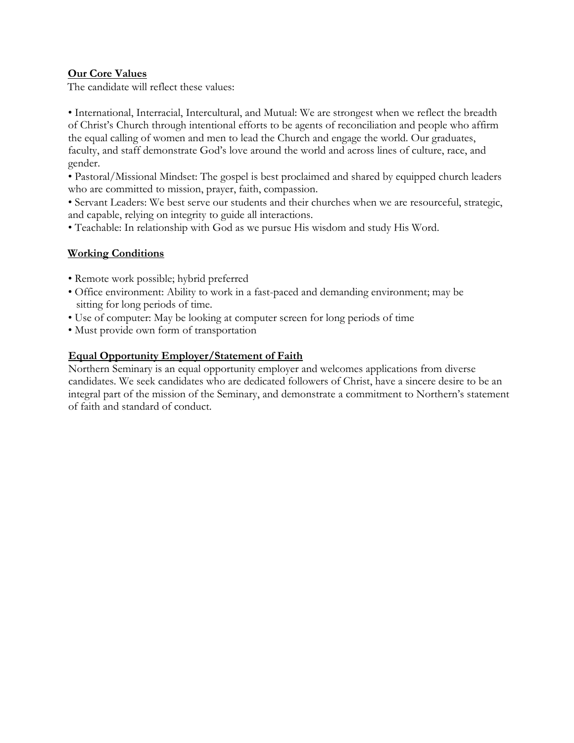**Our Core Values**

The candidate will reflect these values:

- International, Interracial, Intercultural, and Mutual: We are strongest when we reflect the breadth of Christ's Church through intentional efforts to be agents of reconciliation and people who affirm the equal calling of women and men to lead the Church and engage the world. Our graduates, faculty, and staff demonstrate God's love around the world and across lines of culture, race, and gender.
- Pastoral/Missional Mindset: The gospel is best proclaimed and shared by equipped church leaders who are committed to mission, prayer, faith, compassion.
- Servant Leaders: We best serve our students and their churches when we are resourceful, strategic, and capable, relying on integrity to guide all interactions.
- Teachable: In relationship with God as we pursue His wisdom and study His Word.

**Working Conditions**

- Remote work possible; hybrid preferred
- Office environment: Ability to work in a fast-paced and demanding environment; may be sitting for long periods of time.
- Use of computer: May be looking at computer screen for long periods of time
- Must provide own form of transportation

**Equal Opportunity Employer/Statement of Faith**

Northern Seminary is an equal opportunity employer and welcomes applications from diverse candidates. We seek candidates who are dedicated followers of Christ, have a sincere desire to be an integral part of the mission of the Seminary, and demonstrate a commitment to Northern's statement of faith and standard of conduct.